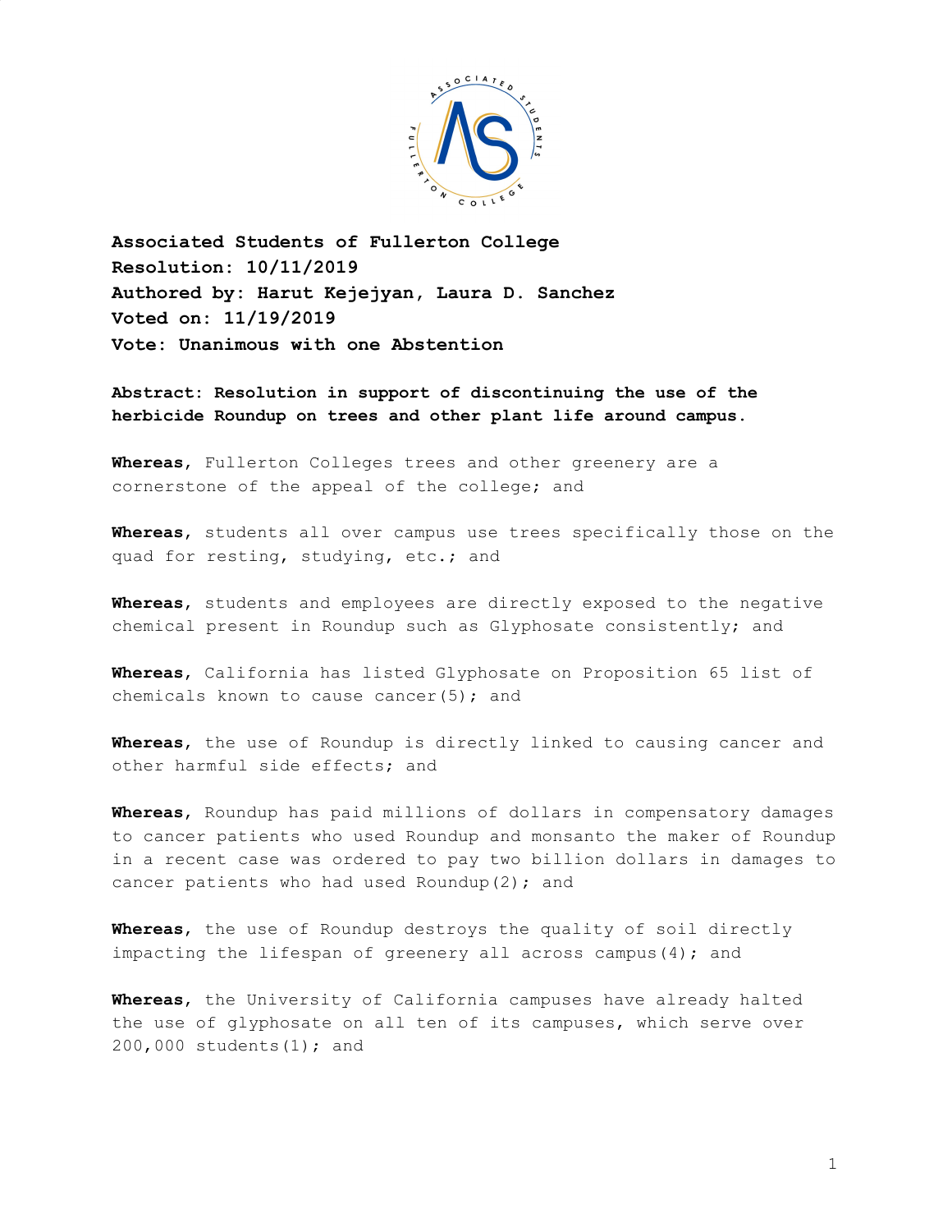**Associated Students of Fullerton College**
**Resolution: 10/11/2019**
**Authored by: Harut Kejejyan, Laura D. Sanchez**
**Voted on: 11/19/2019**
**Vote: Unanimous with one Abstention**

**Abstract: Resolution in support of discontinuing the use of the herbicide Roundup on trees and other plant life around campus.**

**Whereas**, Fullerton Colleges trees and other greenery are a cornerstone of the appeal of the college; and

**Whereas**, students all over campus use trees specifically those on the quad for resting, studying, etc.; and

**Whereas**, students and employees are directly exposed to the negative chemical present in Roundup such as Glyphosate consistently; and

**Whereas**, California has listed Glyphosate on Proposition 65 list of chemicals known to cause cancer(5); and

**Whereas**, the use of Roundup is directly linked to causing cancer and other harmful side effects; and

**Whereas**, Roundup has paid millions of dollars in compensatory damages to cancer patients who used Roundup and monsanto the maker of Roundup in a recent case was ordered to pay two billion dollars in damages to cancer patients who had used Roundup(2); and

**Whereas**, the use of Roundup destroys the quality of soil directly impacting the lifespan of greenery all across campus(4); and

**Whereas**, the University of California campuses have already halted the use of glyphosate on all ten of its campuses, which serve over 200,000 students(1); and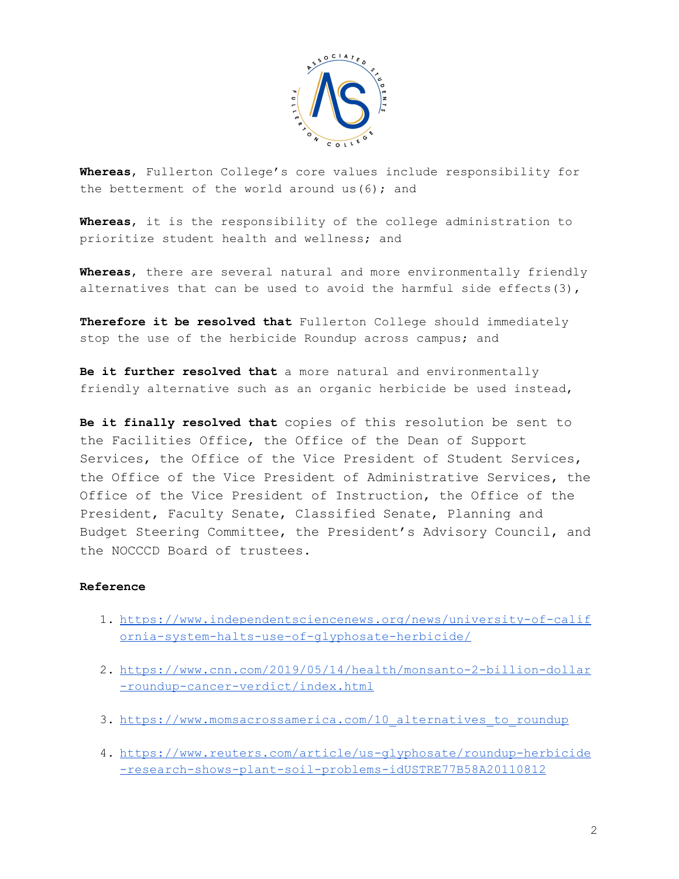**Whereas**, Fullerton College's core values include responsibility for the betterment of the world around us(6); and

**Whereas**, it is the responsibility of the college administration to prioritize student health and wellness; and

**Whereas**, there are several natural and more environmentally friendly alternatives that can be used to avoid the harmful side effects(3),

**Therefore it be resolved that** Fullerton College should immediately stop the use of the herbicide Roundup across campus; and

**Be it further resolved that** a more natural and environmentally friendly alternative such as an organic herbicide be used instead,

**Be it finally resolved that** copies of this resolution be sent to the Facilities Office, the Office of the Dean of Support Services, the Office of the Vice President of Student Services, the Office of the Vice President of Administrative Services, the Office of the Vice President of Instruction, the Office of the President, Faculty Senate, Classified Senate, Planning and Budget Steering Committee, the President's Advisory Council, and the NOCCCD Board of trustees.

**Reference**

1. https://www.independentsciencenews.org/news/university-of-california-system-halts-use-of-glyphosate-herbicide/
2. https://www.cnn.com/2019/05/14/health/monsanto-2-billion-dollar-roundup-cancer-verdict/index.html
3. https://www.momsacrossamerica.com/10_alternatives_to_roundup
4. https://www.reuters.com/article/us-glyphosate/roundup-herbicide-research-shows-plant-soil-problems-idUSTRE77B58A20110812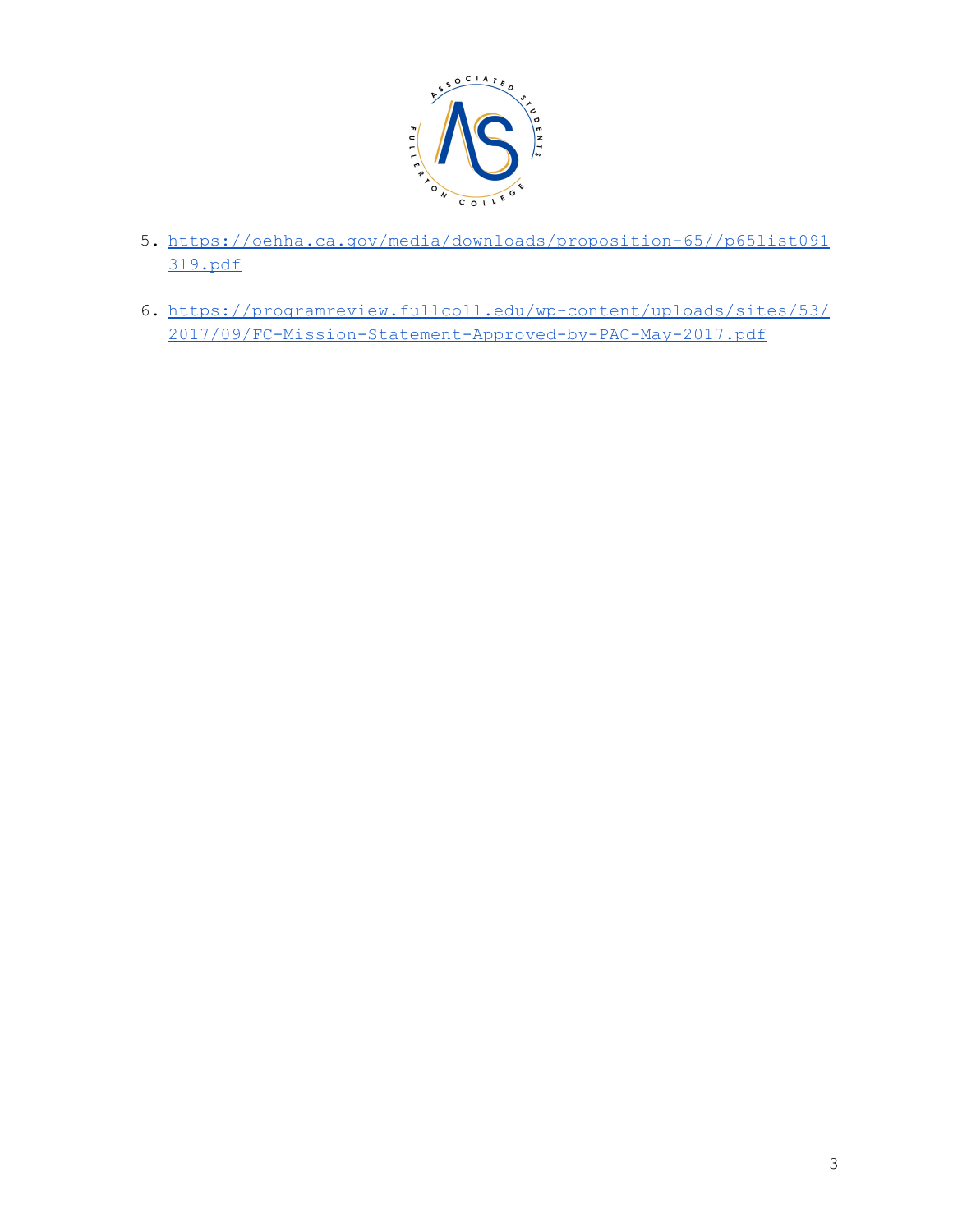5. https://oehha.ca.gov/media/downloads/proposition-65//p65list091319.pdf
6. https://programreview.fullcoll.edu/wp-content/uploads/sites/53/2017/09/FC-Mission-Statement-Approved-by-PAC-May-2017.pdf